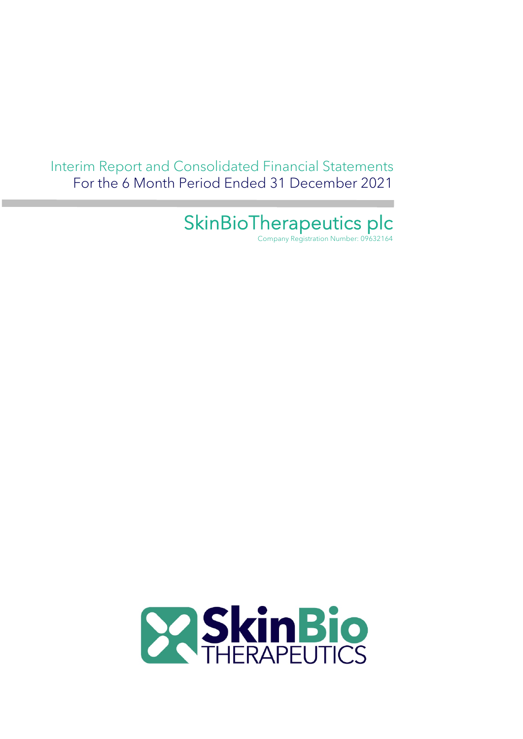# Interim Report and Consolidated Financial Statements

For the 6 Month Period Ended 31 December 2021

## SkinBioTherapeutics plc

Company Registration Number: 09632164

SkinBio THERAPEUTICS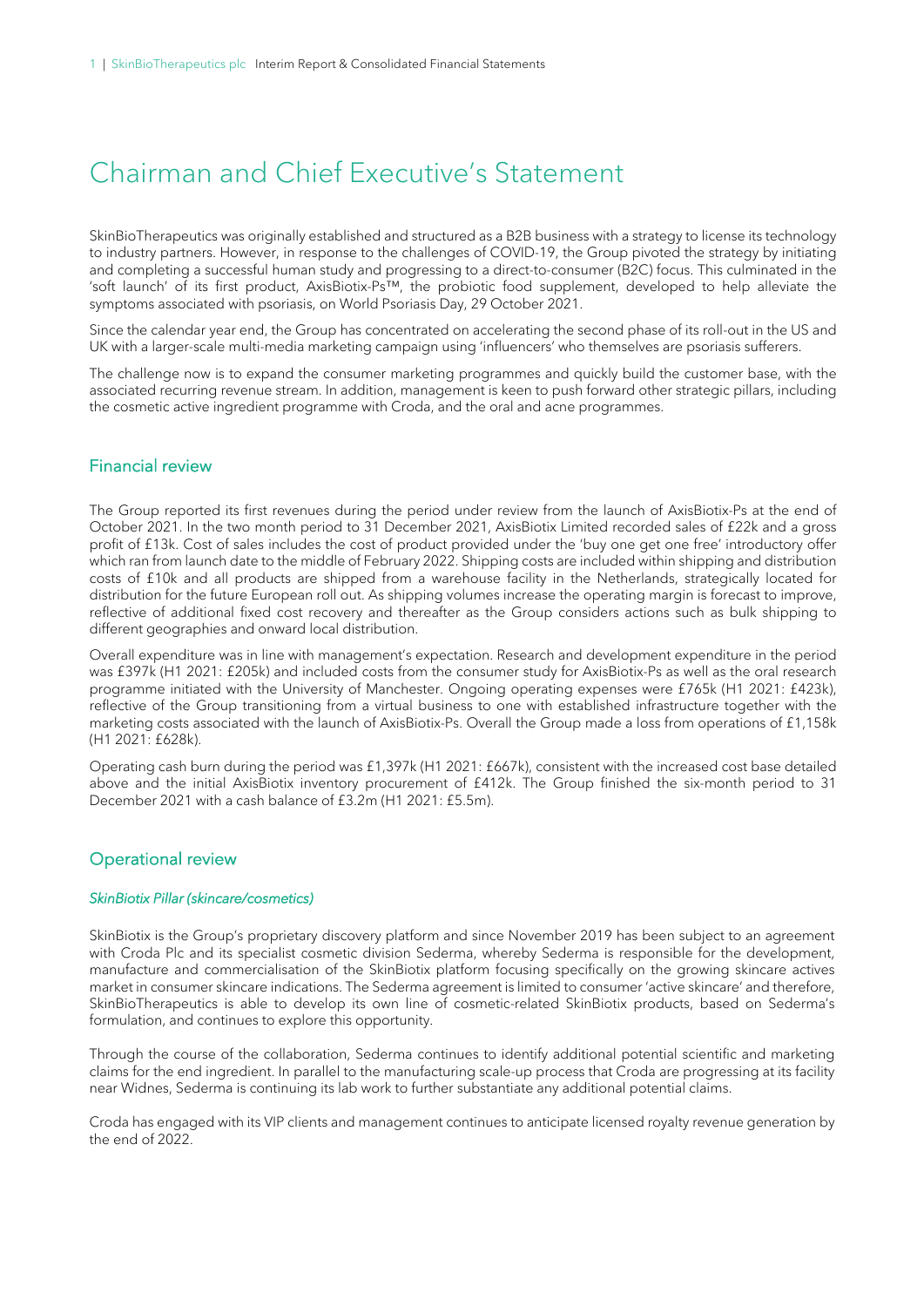# Chairman and Chief Executive's Statement

SkinBioTherapeutics was originally established and structured as a B2B business with a strategy to license its technology to industry partners. However, in response to the challenges of COVID-19, the Group pivoted the strategy by initiating and completing a successful human study and progressing to a direct-to-consumer (B2C) focus. This culminated in the 'soft launch' of its first product, AxisBiotix-Ps™, the probiotic food supplement, developed to help alleviate the symptoms associated with psoriasis, on World Psoriasis Day, 29 October 2021.

Since the calendar year end, the Group has concentrated on accelerating the second phase of its roll-out in the US and UK with a larger-scale multi-media marketing campaign using 'influencers' who themselves are psoriasis sufferers.

The challenge now is to expand the consumer marketing programmes and quickly build the customer base, with the associated recurring revenue stream. In addition, management is keen to push forward other strategic pillars, including the cosmetic active ingredient programme with Croda, and the oral and acne programmes.

## Financial review

The Group reported its first revenues during the period under review from the launch of AxisBiotix-Ps at the end of October 2021. In the two month period to 31 December 2021, AxisBiotix Limited recorded sales of £22k and a gross profit of £13k. Cost of sales includes the cost of product provided under the 'buy one get one free' introductory offer which ran from launch date to the middle of February 2022. Shipping costs are included within shipping and distribution costs of £10k and all products are shipped from a warehouse facility in the Netherlands, strategically located for distribution for the future European roll out. As shipping volumes increase the operating margin is forecast to improve, reflective of additional fixed cost recovery and thereafter as the Group considers actions such as bulk shipping to different geographies and onward local distribution.

Overall expenditure was in line with management's expectation. Research and development expenditure in the period was £397k (H1 2021: £205k) and included costs from the consumer study for AxisBiotix-Ps as well as the oral research programme initiated with the University of Manchester. Ongoing operating expenses were £765k (H1 2021: £423k), reflective of the Group transitioning from a virtual business to one with established infrastructure together with the marketing costs associated with the launch of AxisBiotix-Ps. Overall the Group made a loss from operations of £1,158k (H1 2021: £628k).

Operating cash burn during the period was £1,397k (H1 2021: £667k), consistent with the increased cost base detailed above and the initial AxisBiotix inventory procurement of £412k. The Group finished the six-month period to 31 December 2021 with a cash balance of £3.2m (H1 2021: £5.5m).

## Operational review

### *SkinBiotix Pillar (skincare/cosmetics)*

SkinBiotix is the Group's proprietary discovery platform and since November 2019 has been subject to an agreement with Croda Plc and its specialist cosmetic division Sederma, whereby Sederma is responsible for the development, manufacture and commercialisation of the SkinBiotix platform focusing specifically on the growing skincare actives market in consumer skincare indications. The Sederma agreement is limited to consumer 'active skincare' and therefore, SkinBioTherapeutics is able to develop its own line of cosmetic-related SkinBiotix products, based on Sederma's formulation, and continues to explore this opportunity.

Through the course of the collaboration, Sederma continues to identify additional potential scientific and marketing claims for the end ingredient. In parallel to the manufacturing scale-up process that Croda are progressing at its facility near Widnes, Sederma is continuing its lab work to further substantiate any additional potential claims.

Croda has engaged with its VIP clients and management continues to anticipate licensed royalty revenue generation by the end of 2022.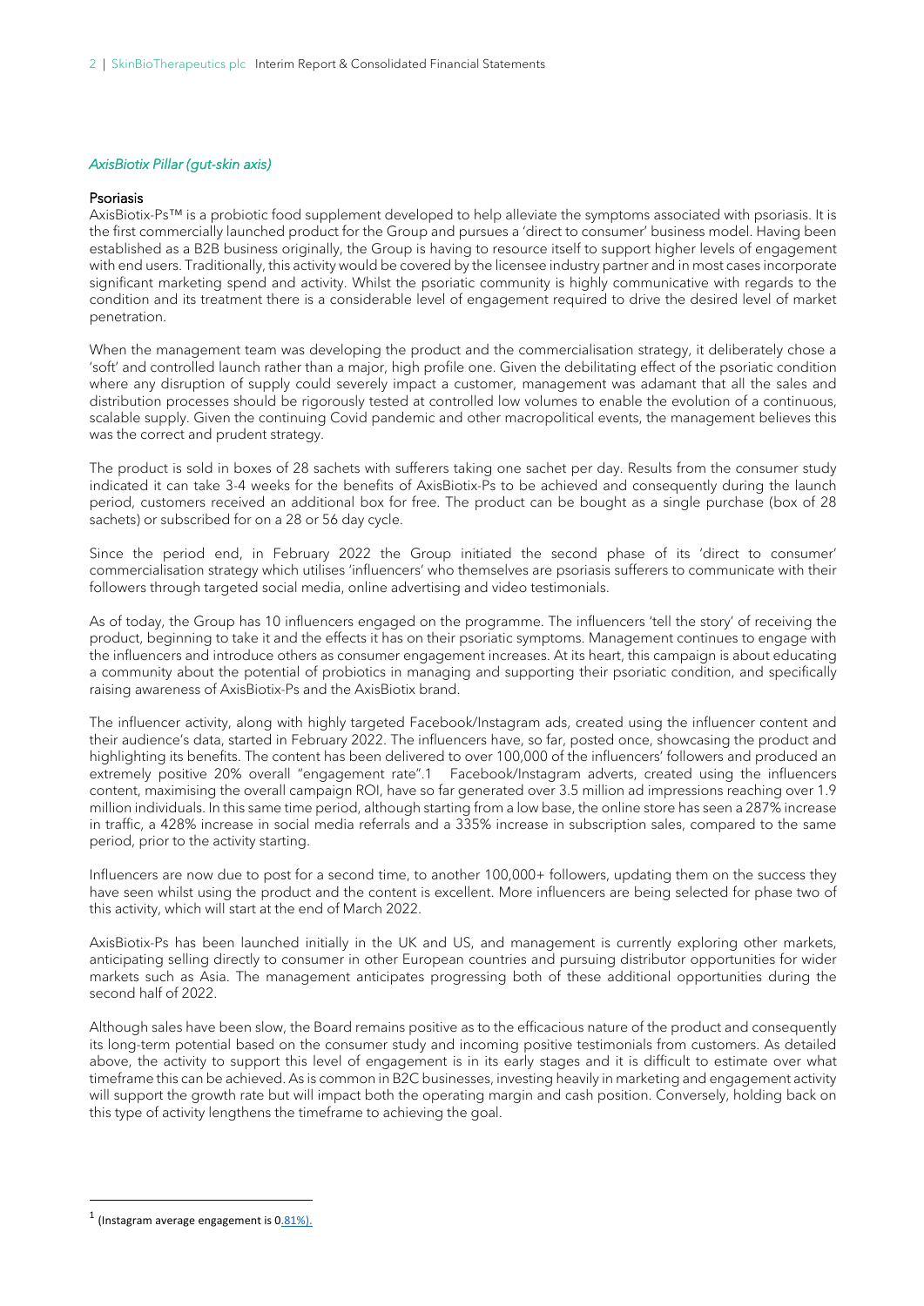### *AxisBiotix Pillar (gut-skin axis)*

#### Psoriasis

AxisBiotix-Ps™ is a probiotic food supplement developed to help alleviate the symptoms associated with psoriasis. It is the first commercially launched product for the Group and pursues a 'direct to consumer' business model. Having been established as a B2B business originally, the Group is having to resource itself to support higher levels of engagement with end users. Traditionally, this activity would be covered by the licensee industry partner and in most cases incorporate significant marketing spend and activity. Whilst the psoriatic community is highly communicative with regards to the condition and its treatment there is a considerable level of engagement required to drive the desired level of market penetration.

When the management team was developing the product and the commercialisation strategy, it deliberately chose a 'soft' and controlled launch rather than a major, high profile one. Given the debilitating effect of the psoriatic condition where any disruption of supply could severely impact a customer, management was adamant that all the sales and distribution processes should be rigorously tested at controlled low volumes to enable the evolution of a continuous, scalable supply. Given the continuing Covid pandemic and other macropolitical events, the management believes this was the correct and prudent strategy.

The product is sold in boxes of 28 sachets with sufferers taking one sachet per day. Results from the consumer study indicated it can take 3-4 weeks for the benefits of AxisBiotix-Ps to be achieved and consequently during the launch period, customers received an additional box for free. The product can be bought as a single purchase (box of 28 sachets) or subscribed for on a 28 or 56 day cycle.

Since the period end, in February 2022 the Group initiated the second phase of its 'direct to consumer' commercialisation strategy which utilises 'influencers' who themselves are psoriasis sufferers to communicate with their followers through targeted social media, online advertising and video testimonials.

As of today, the Group has 10 influencers engaged on the programme. The influencers 'tell the story' of receiving the product, beginning to take it and the effects it has on their psoriatic symptoms. Management continues to engage with the influencers and introduce others as consumer engagement increases. At its heart, this campaign is about educating a community about the potential of probiotics in managing and supporting their psoriatic condition, and specifically raising awareness of AxisBiotix-Ps and the AxisBiotix brand.

The influencer activity, along with highly targeted Facebook/Instagram ads, created using the influencer content and their audience's data, started in February 2022. The influencers have, so far, posted once, showcasing the product and highlighting its benefits. The content has been delivered to over 100,000 of the influencers' followers and produced an extremely positive 20% overall "engagement rate".[1] Facebook/Instagram adverts, created using the influencers content, maximising the overall campaign ROI, have so far generated over 3.5 million ad impressions reaching over 1.9 million individuals. In this same time period, although starting from a low base, the online store has seen a 287% increase in traffic, a 428% increase in social media referrals and a 335% increase in subscription sales, compared to the same period, prior to the activity starting.

Influencers are now due to post for a second time, to another 100,000+ followers, updating them on the success they have seen whilst using the product and the content is excellent. More influencers are being selected for phase two of this activity, which will start at the end of March 2022.

AxisBiotix-Ps has been launched initially in the UK and US, and management is currently exploring other markets, anticipating selling directly to consumer in other European countries and pursuing distributor opportunities for wider markets such as Asia. The management anticipates progressing both of these additional opportunities during the second half of 2022.

Although sales have been slow, the Board remains positive as to the efficacious nature of the product and consequently its long-term potential based on the consumer study and incoming positive testimonials from customers. As detailed above, the activity to support this level of engagement is in its early stages and it is difficult to estimate over what timeframe this can be achieved. As is common in B2C businesses, investing heavily in marketing and engagement activity will support the growth rate but will impact both the operating margin and cash position. Conversely, holding back on this type of activity lengthens the timeframe to achieving the goal.

---

[1] (Instagram average engagement is 0.81%).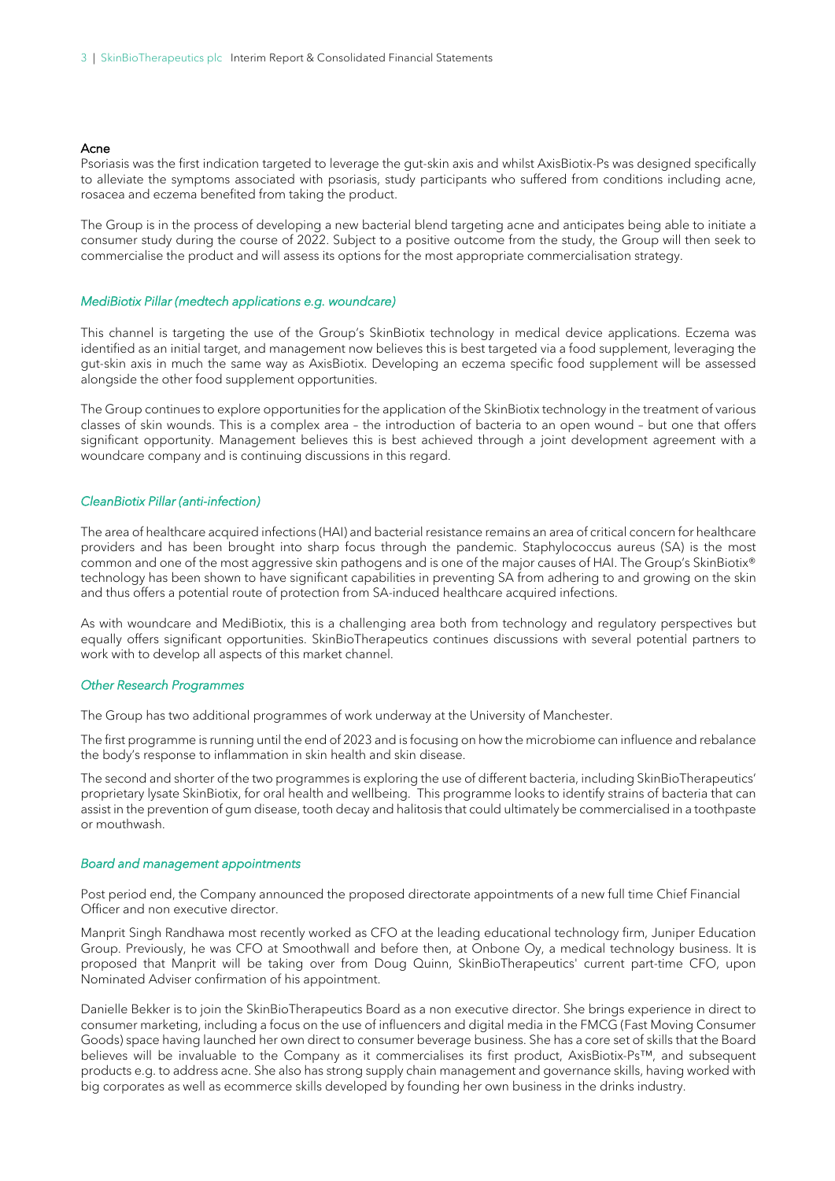### Acne

Psoriasis was the first indication targeted to leverage the gut-skin axis and whilst AxisBiotix-Ps was designed specifically to alleviate the symptoms associated with psoriasis, study participants who suffered from conditions including acne, rosacea and eczema benefited from taking the product.

The Group is in the process of developing a new bacterial blend targeting acne and anticipates being able to initiate a consumer study during the course of 2022. Subject to a positive outcome from the study, the Group will then seek to commercialise the product and will assess its options for the most appropriate commercialisation strategy.

### *MediBiotix Pillar (medtech applications e.g. woundcare)*

This channel is targeting the use of the Group's SkinBiotix technology in medical device applications. Eczema was identified as an initial target, and management now believes this is best targeted via a food supplement, leveraging the gut-skin axis in much the same way as AxisBiotix. Developing an eczema specific food supplement will be assessed alongside the other food supplement opportunities.

The Group continues to explore opportunities for the application of the SkinBiotix technology in the treatment of various classes of skin wounds. This is a complex area – the introduction of bacteria to an open wound – but one that offers significant opportunity. Management believes this is best achieved through a joint development agreement with a woundcare company and is continuing discussions in this regard.

### *CleanBiotix Pillar (anti-infection)*

The area of healthcare acquired infections (HAI) and bacterial resistance remains an area of critical concern for healthcare providers and has been brought into sharp focus through the pandemic. Staphylococcus aureus (SA) is the most common and one of the most aggressive skin pathogens and is one of the major causes of HAI. The Group's SkinBiotix® technology has been shown to have significant capabilities in preventing SA from adhering to and growing on the skin and thus offers a potential route of protection from SA-induced healthcare acquired infections.

As with woundcare and MediBiotix, this is a challenging area both from technology and regulatory perspectives but equally offers significant opportunities. SkinBioTherapeutics continues discussions with several potential partners to work with to develop all aspects of this market channel.

### *Other Research Programmes*

The Group has two additional programmes of work underway at the University of Manchester.

The first programme is running until the end of 2023 and is focusing on how the microbiome can influence and rebalance the body's response to inflammation in skin health and skin disease.

The second and shorter of the two programmes is exploring the use of different bacteria, including SkinBioTherapeutics' proprietary lysate SkinBiotix, for oral health and wellbeing. This programme looks to identify strains of bacteria that can assist in the prevention of gum disease, tooth decay and halitosis that could ultimately be commercialised in a toothpaste or mouthwash.

### *Board and management appointments*

Post period end, the Company announced the proposed directorate appointments of a new full time Chief Financial Officer and non executive director.

Manprit Singh Randhawa most recently worked as CFO at the leading educational technology firm, Juniper Education Group. Previously, he was CFO at Smoothwall and before then, at Onbone Oy, a medical technology business. It is proposed that Manprit will be taking over from Doug Quinn, SkinBioTherapeutics' current part-time CFO, upon Nominated Adviser confirmation of his appointment.

Danielle Bekker is to join the SkinBioTherapeutics Board as a non executive director. She brings experience in direct to consumer marketing, including a focus on the use of influencers and digital media in the FMCG (Fast Moving Consumer Goods) space having launched her own direct to consumer beverage business. She has a core set of skills that the Board believes will be invaluable to the Company as it commercialises its first product, AxisBiotix-Ps™, and subsequent products e.g. to address acne. She also has strong supply chain management and governance skills, having worked with big corporates as well as ecommerce skills developed by founding her own business in the drinks industry.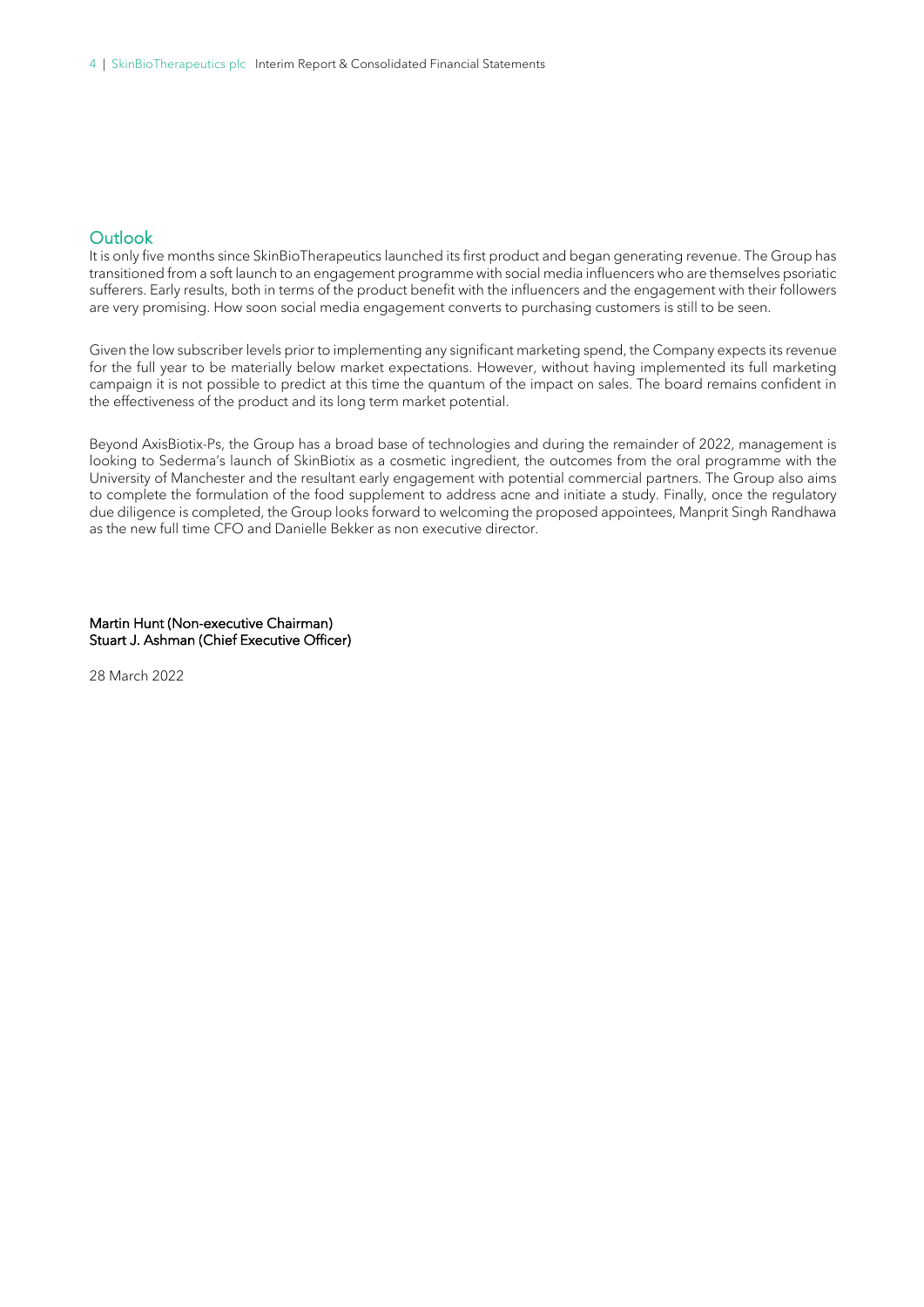## Outlook

It is only five months since SkinBioTherapeutics launched its first product and began generating revenue. The Group has transitioned from a soft launch to an engagement programme with social media influencers who are themselves psoriatic sufferers. Early results, both in terms of the product benefit with the influencers and the engagement with their followers are very promising. How soon social media engagement converts to purchasing customers is still to be seen.

Given the low subscriber levels prior to implementing any significant marketing spend, the Company expects its revenue for the full year to be materially below market expectations. However, without having implemented its full marketing campaign it is not possible to predict at this time the quantum of the impact on sales. The board remains confident in the effectiveness of the product and its long term market potential.

Beyond AxisBiotix-Ps, the Group has a broad base of technologies and during the remainder of 2022, management is looking to Sederma's launch of SkinBiotix as a cosmetic ingredient, the outcomes from the oral programme with the University of Manchester and the resultant early engagement with potential commercial partners. The Group also aims to complete the formulation of the food supplement to address acne and initiate a study. Finally, once the regulatory due diligence is completed, the Group looks forward to welcoming the proposed appointees, Manprit Singh Randhawa as the new full time CFO and Danielle Bekker as non executive director.

**Martin Hunt (Non-executive Chairman)**
**Stuart J. Ashman (Chief Executive Officer)**

28 March 2022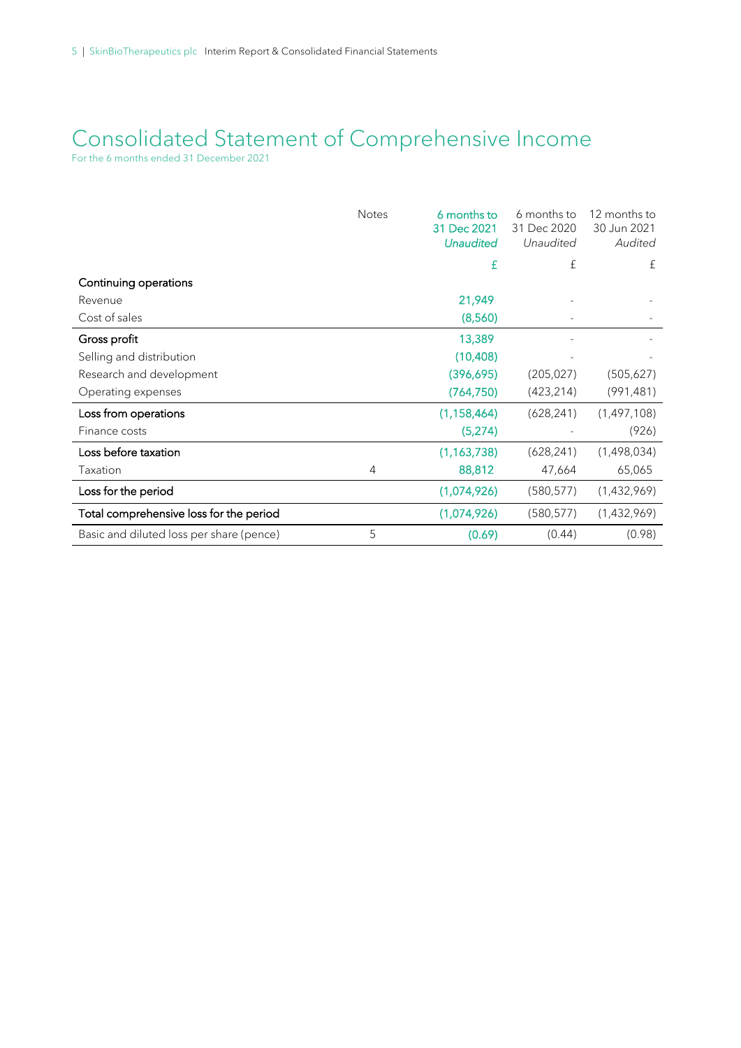# Consolidated Statement of Comprehensive Income

For the 6 months ended 31 December 2021

| | Notes | 6 months to 31 Dec 2021 *Unaudited* | 6 months to 31 Dec 2020 *Unaudited* | 12 months to 30 Jun 2021 *Audited* |
|---|---|---|---|---|
| | | £ | £ | £ |
| **Continuing operations** | | | | |
| Revenue | | 21,949 | - | - |
| Cost of sales | | (8,560) | - | - |
| **Gross profit** | | 13,389 | - | - |
| Selling and distribution | | (10,408) | - | - |
| Research and development | | (396,695) | (205,027) | (505,627) |
| Operating expenses | | (764,750) | (423,214) | (991,481) |
| **Loss from operations** | | (1,158,464) | (628,241) | (1,497,108) |
| Finance costs | | (5,274) | - | (926) |
| **Loss before taxation** | | (1,163,738) | (628,241) | (1,498,034) |
| Taxation | 4 | 88,812 | 47,664 | 65,065 |
| **Loss for the period** | | (1,074,926) | (580,577) | (1,432,969) |
| **Total comprehensive loss for the period** | | (1,074,926) | (580,577) | (1,432,969) |
| Basic and diluted loss per share (pence) | 5 | (0.69) | (0.44) | (0.98) |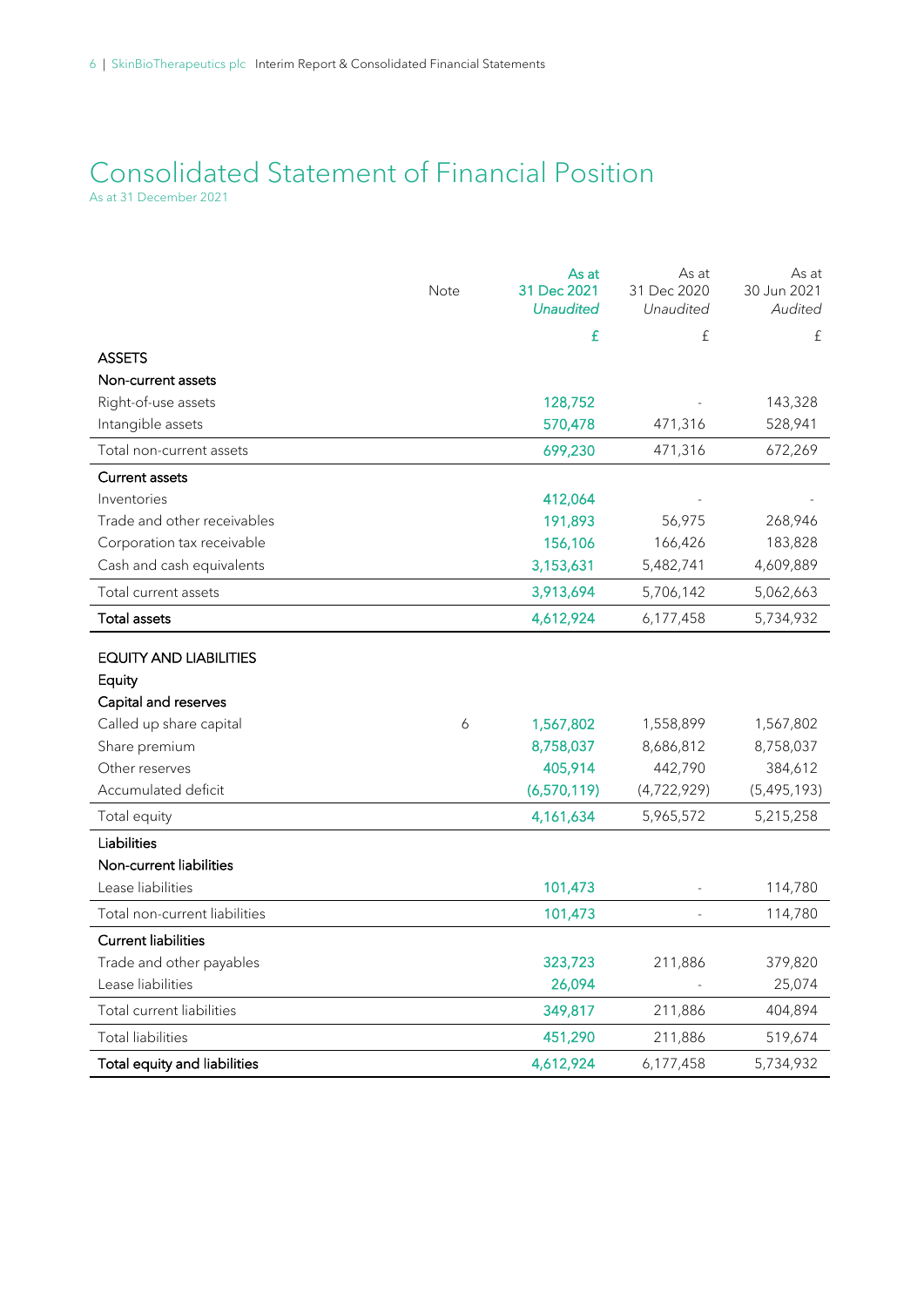# Consolidated Statement of Financial Position

As at 31 December 2021

| | Note | As at 31 Dec 2021 *Unaudited* | As at 31 Dec 2020 *Unaudited* | As at 30 Jun 2021 *Audited* |
|---|---|---|---|---|
| | | £ | £ | £ |
| **ASSETS** | | | | |
| **Non-current assets** | | | | |
| Right-of-use assets | | 128,752 | - | 143,328 |
| Intangible assets | | 570,478 | 471,316 | 528,941 |
| Total non-current assets | | 699,230 | 471,316 | 672,269 |
| **Current assets** | | | | |
| Inventories | | 412,064 | - | - |
| Trade and other receivables | | 191,893 | 56,975 | 268,946 |
| Corporation tax receivable | | 156,106 | 166,426 | 183,828 |
| Cash and cash equivalents | | 3,153,631 | 5,482,741 | 4,609,889 |
| Total current assets | | 3,913,694 | 5,706,142 | 5,062,663 |
| **Total assets** | | 4,612,924 | 6,177,458 | 5,734,932 |
| **EQUITY AND LIABILITIES** | | | | |
| **Equity** | | | | |
| **Capital and reserves** | | | | |
| Called up share capital | 6 | 1,567,802 | 1,558,899 | 1,567,802 |
| Share premium | | 8,758,037 | 8,686,812 | 8,758,037 |
| Other reserves | | 405,914 | 442,790 | 384,612 |
| Accumulated deficit | | (6,570,119) | (4,722,929) | (5,495,193) |
| Total equity | | 4,161,634 | 5,965,572 | 5,215,258 |
| **Liabilities** | | | | |
| **Non-current liabilities** | | | | |
| Lease liabilities | | 101,473 | - | 114,780 |
| Total non-current liabilities | | 101,473 | - | 114,780 |
| **Current liabilities** | | | | |
| Trade and other payables | | 323,723 | 211,886 | 379,820 |
| Lease liabilities | | 26,094 | - | 25,074 |
| Total current liabilities | | 349,817 | 211,886 | 404,894 |
| Total liabilities | | 451,290 | 211,886 | 519,674 |
| **Total equity and liabilities** | | 4,612,924 | 6,177,458 | 5,734,932 |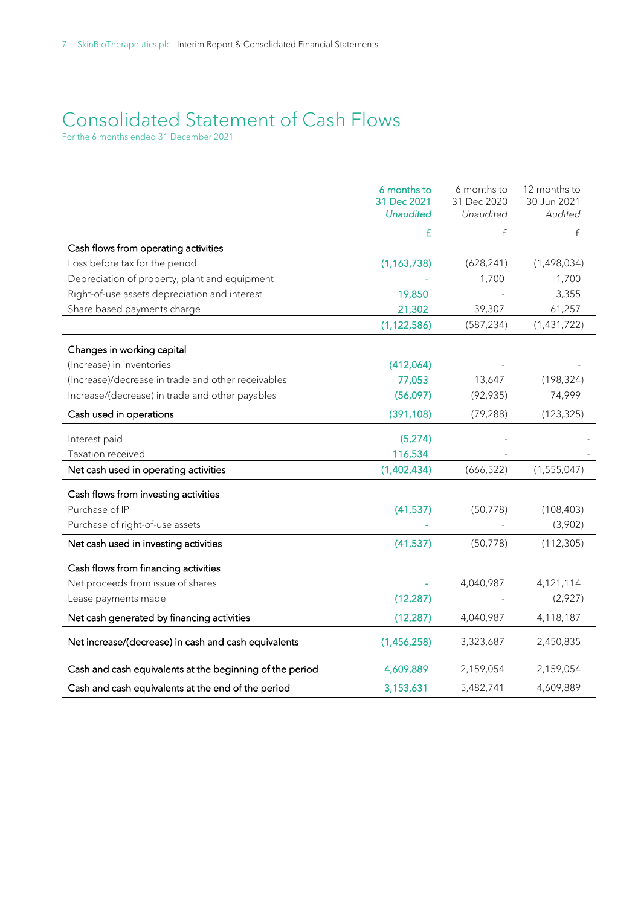# Consolidated Statement of Cash Flows

For the 6 months ended 31 December 2021

| | 6 months to 31 Dec 2021 *Unaudited* | 6 months to 31 Dec 2020 *Unaudited* | 12 months to 30 Jun 2021 *Audited* |
|---|---|---|---|
| | £ | £ | £ |
| **Cash flows from operating activities** | | | |
| Loss before tax for the period | (1,163,738) | (628,241) | (1,498,034) |
| Depreciation of property, plant and equipment | - | 1,700 | 1,700 |
| Right-of-use assets depreciation and interest | 19,850 | - | 3,355 |
| Share based payments charge | 21,302 | 39,307 | 61,257 |
| | (1,122,586) | (587,234) | (1,431,722) |
| **Changes in working capital** | | | |
| (Increase) in inventories | (412,064) | - | - |
| (Increase)/decrease in trade and other receivables | 77,053 | 13,647 | (198,324) |
| Increase/(decrease) in trade and other payables | (56,097) | (92,935) | 74,999 |
| **Cash used in operations** | (391,108) | (79,288) | (123,325) |
| Interest paid | (5,274) | - | - |
| Taxation received | 116,534 | - | - |
| **Net cash used in operating activities** | (1,402,434) | (666,522) | (1,555,047) |
| **Cash flows from investing activities** | | | |
| Purchase of IP | (41,537) | (50,778) | (108,403) |
| Purchase of right-of-use assets | - | - | (3,902) |
| **Net cash used in investing activities** | (41,537) | (50,778) | (112,305) |
| **Cash flows from financing activities** | | | |
| Net proceeds from issue of shares | - | 4,040,987 | 4,121,114 |
| Lease payments made | (12,287) | - | (2,927) |
| **Net cash generated by financing activities** | (12,287) | 4,040,987 | 4,118,187 |
| **Net increase/(decrease) in cash and cash equivalents** | (1,456,258) | 3,323,687 | 2,450,835 |
| **Cash and cash equivalents at the beginning of the period** | 4,609,889 | 2,159,054 | 2,159,054 |
| **Cash and cash equivalents at the end of the period** | 3,153,631 | 5,482,741 | 4,609,889 |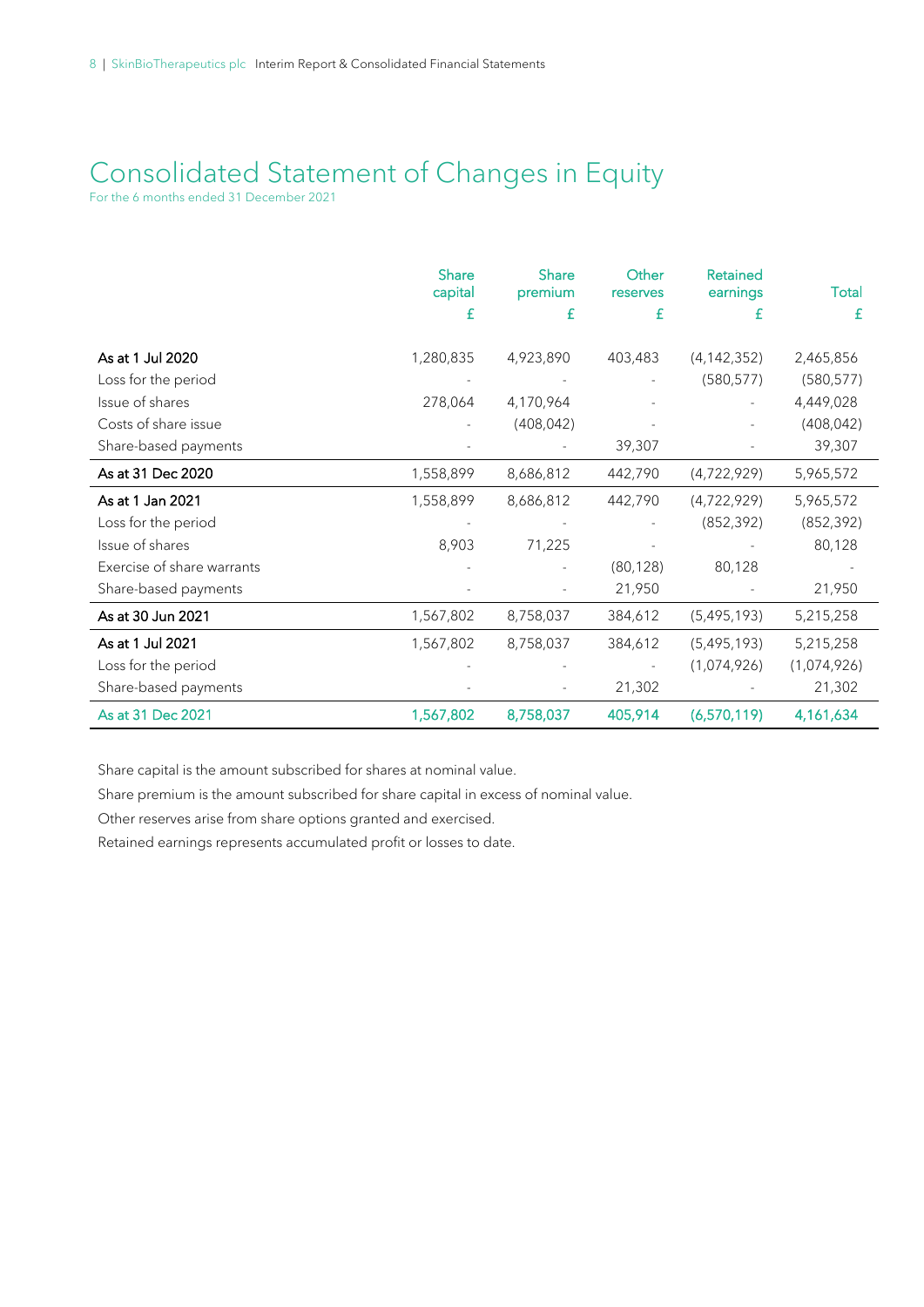# Consolidated Statement of Changes in Equity

For the 6 months ended 31 December 2021

| | Share capital £ | Share premium £ | Other reserves £ | Retained earnings £ | Total £ |
|---|---|---|---|---|---|
| **As at 1 Jul 2020** | 1,280,835 | 4,923,890 | 403,483 | (4,142,352) | 2,465,856 |
| Loss for the period | - | - | - | (580,577) | (580,577) |
| Issue of shares | 278,064 | 4,170,964 | - | - | 4,449,028 |
| Costs of share issue | - | (408,042) | - | - | (408,042) |
| Share-based payments | - | - | 39,307 | - | 39,307 |
| **As at 31 Dec 2020** | 1,558,899 | 8,686,812 | 442,790 | (4,722,929) | 5,965,572 |
| **As at 1 Jan 2021** | 1,558,899 | 8,686,812 | 442,790 | (4,722,929) | 5,965,572 |
| Loss for the period | - | - | - | (852,392) | (852,392) |
| Issue of shares | 8,903 | 71,225 | - | - | 80,128 |
| Exercise of share warrants | - | - | (80,128) | 80,128 | - |
| Share-based payments | - | - | 21,950 | - | 21,950 |
| **As at 30 Jun 2021** | 1,567,802 | 8,758,037 | 384,612 | (5,495,193) | 5,215,258 |
| **As at 1 Jul 2021** | 1,567,802 | 8,758,037 | 384,612 | (5,495,193) | 5,215,258 |
| Loss for the period | - | - | - | (1,074,926) | (1,074,926) |
| Share-based payments | - | - | 21,302 | - | 21,302 |
| **As at 31 Dec 2021** | **1,567,802** | **8,758,037** | **405,914** | **(6,570,119)** | **4,161,634** |

Share capital is the amount subscribed for shares at nominal value.

Share premium is the amount subscribed for share capital in excess of nominal value.

Other reserves arise from share options granted and exercised.

Retained earnings represents accumulated profit or losses to date.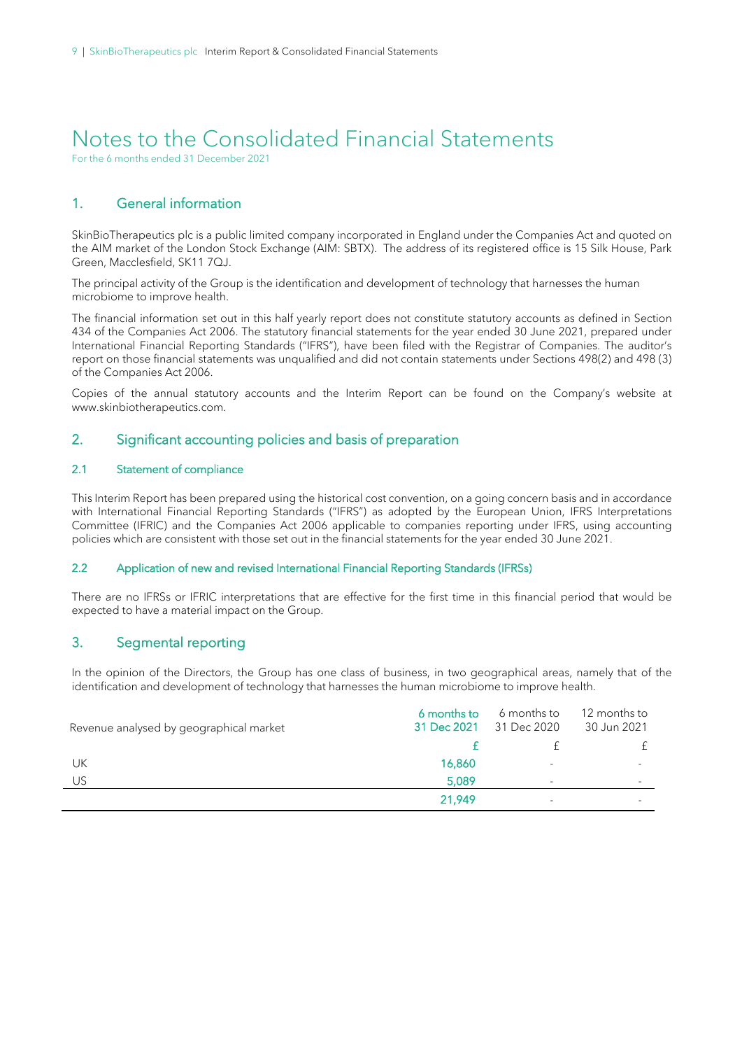# Notes to the Consolidated Financial Statements

For the 6 months ended 31 December 2021

## 1. General information

SkinBioTherapeutics plc is a public limited company incorporated in England under the Companies Act and quoted on the AIM market of the London Stock Exchange (AIM: SBTX). The address of its registered office is 15 Silk House, Park Green, Macclesfield, SK11 7QJ.

The principal activity of the Group is the identification and development of technology that harnesses the human microbiome to improve health.

The financial information set out in this half yearly report does not constitute statutory accounts as defined in Section 434 of the Companies Act 2006. The statutory financial statements for the year ended 30 June 2021, prepared under International Financial Reporting Standards ("IFRS"), have been filed with the Registrar of Companies. The auditor's report on those financial statements was unqualified and did not contain statements under Sections 498(2) and 498 (3) of the Companies Act 2006.

Copies of the annual statutory accounts and the Interim Report can be found on the Company's website at www.skinbiotherapeutics.com.

## 2. Significant accounting policies and basis of preparation

### 2.1 Statement of compliance

This Interim Report has been prepared using the historical cost convention, on a going concern basis and in accordance with International Financial Reporting Standards ("IFRS") as adopted by the European Union, IFRS Interpretations Committee (IFRIC) and the Companies Act 2006 applicable to companies reporting under IFRS, using accounting policies which are consistent with those set out in the financial statements for the year ended 30 June 2021.

### 2.2 Application of new and revised International Financial Reporting Standards (IFRSs)

There are no IFRSs or IFRIC interpretations that are effective for the first time in this financial period that would be expected to have a material impact on the Group.

## 3. Segmental reporting

In the opinion of the Directors, the Group has one class of business, in two geographical areas, namely that of the identification and development of technology that harnesses the human microbiome to improve health.

| Revenue analysed by geographical market | 6 months to 31 Dec 2021 | 6 months to 31 Dec 2020 | 12 months to 30 Jun 2021 |
|---|---|---|---|
| | £ | £ | £ |
| UK | 16,860 | - | - |
| US | 5,089 | - | - |
| | 21,949 | - | - |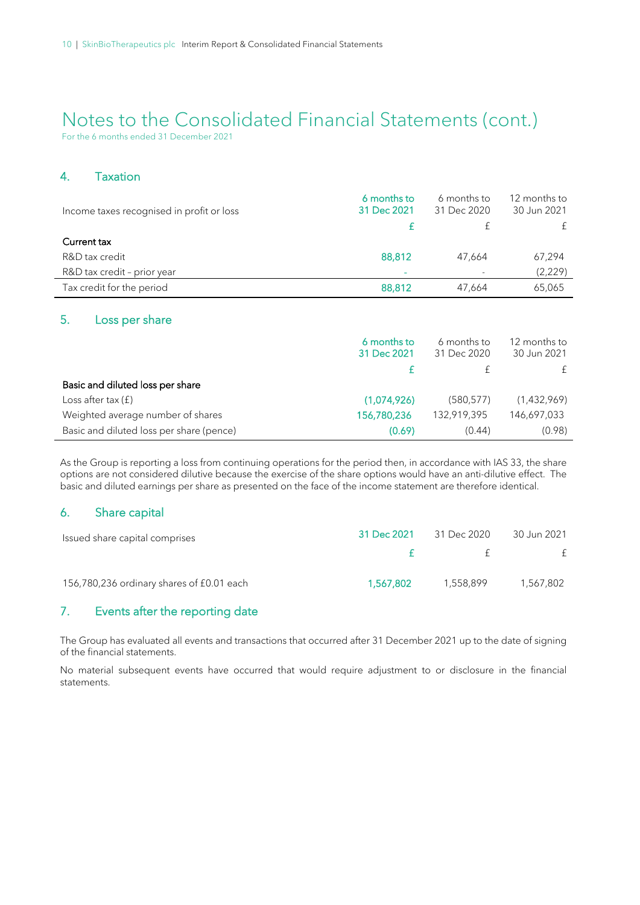# Notes to the Consolidated Financial Statements (cont.)

For the 6 months ended 31 December 2021

## 4. Taxation

| Income taxes recognised in profit or loss | 6 months to 31 Dec 2021 | 6 months to 31 Dec 2020 | 12 months to 30 Jun 2021 |
|---|---|---|---|
| | £ | £ | £ |
| **Current tax** | | | |
| R&D tax credit | 88,812 | 47,664 | 67,294 |
| R&D tax credit – prior year | - | - | (2,229) |
| Tax credit for the period | 88,812 | 47,664 | 65,065 |

## 5. Loss per share

| | 6 months to 31 Dec 2021 | 6 months to 31 Dec 2020 | 12 months to 30 Jun 2021 |
|---|---|---|---|
| | £ | £ | £ |
| **Basic and diluted loss per share** | | | |
| Loss after tax (£) | (1,074,926) | (580,577) | (1,432,969) |
| Weighted average number of shares | 156,780,236 | 132,919,395 | 146,697,033 |
| Basic and diluted loss per share (pence) | (0.69) | (0.44) | (0.98) |

As the Group is reporting a loss from continuing operations for the period then, in accordance with IAS 33, the share options are not considered dilutive because the exercise of the share options would have an anti-dilutive effect. The basic and diluted earnings per share as presented on the face of the income statement are therefore identical.

## 6. Share capital

| Issued share capital comprises | 31 Dec 2021 | 31 Dec 2020 | 30 Jun 2021 |
|---|---|---|---|
| | £ | £ | £ |
| 156,780,236 ordinary shares of £0.01 each | 1,567,802 | 1,558,899 | 1,567,802 |

## 7. Events after the reporting date

The Group has evaluated all events and transactions that occurred after 31 December 2021 up to the date of signing of the financial statements.

No material subsequent events have occurred that would require adjustment to or disclosure in the financial statements.